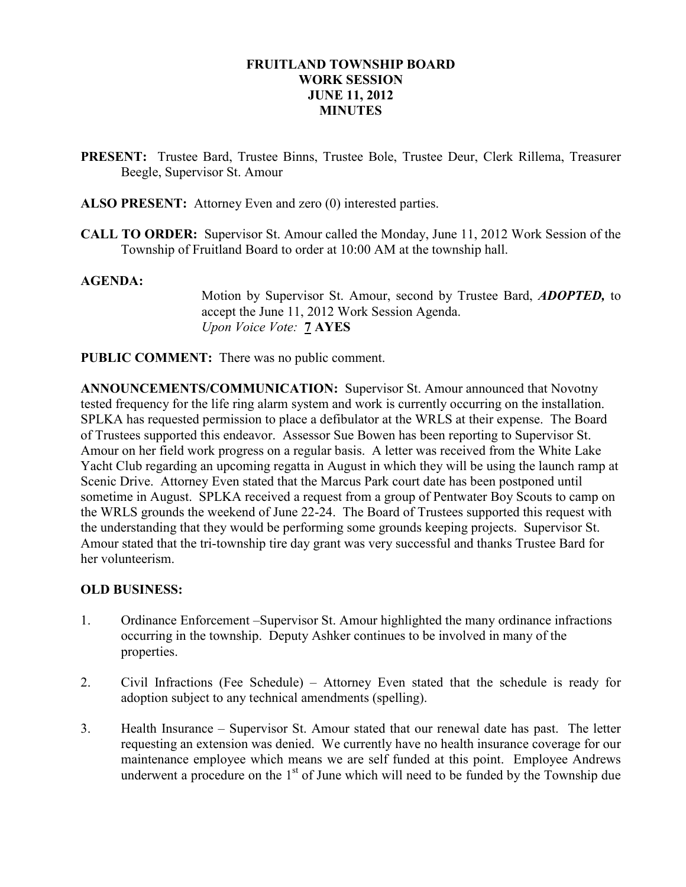# FRUITLAND TOWNSHIP BOARD
# WORK SESSION
# JUNE 11, 2012
# MINUTES

**PRESENT:** Trustee Bard, Trustee Binns, Trustee Bole, Trustee Deur, Clerk Rillema, Treasurer Beegle, Supervisor St. Amour

**ALSO PRESENT:** Attorney Even and zero (0) interested parties.

**CALL TO ORDER:** Supervisor St. Amour called the Monday, June 11, 2012 Work Session of the Township of Fruitland Board to order at 10:00 AM at the township hall.

**AGENDA:**

Motion by Supervisor St. Amour, second by Trustee Bard, ***ADOPTED,*** to accept the June 11, 2012 Work Session Agenda.
*Upon Voice Vote:* **7 AYES**

**PUBLIC COMMENT:** There was no public comment.

**ANNOUNCEMENTS/COMMUNICATION:** Supervisor St. Amour announced that Novotny tested frequency for the life ring alarm system and work is currently occurring on the installation. SPLKA has requested permission to place a defibulator at the WRLS at their expense. The Board of Trustees supported this endeavor. Assessor Sue Bowen has been reporting to Supervisor St. Amour on her field work progress on a regular basis. A letter was received from the White Lake Yacht Club regarding an upcoming regatta in August in which they will be using the launch ramp at Scenic Drive. Attorney Even stated that the Marcus Park court date has been postponed until sometime in August. SPLKA received a request from a group of Pentwater Boy Scouts to camp on the WRLS grounds the weekend of June 22-24. The Board of Trustees supported this request with the understanding that they would be performing some grounds keeping projects. Supervisor St. Amour stated that the tri-township tire day grant was very successful and thanks Trustee Bard for her volunteerism.

**OLD BUSINESS:**

1. Ordinance Enforcement –Supervisor St. Amour highlighted the many ordinance infractions occurring in the township. Deputy Ashker continues to be involved in many of the properties.

2. Civil Infractions (Fee Schedule) – Attorney Even stated that the schedule is ready for adoption subject to any technical amendments (spelling).

3. Health Insurance – Supervisor St. Amour stated that our renewal date has past. The letter requesting an extension was denied. We currently have no health insurance coverage for our maintenance employee which means we are self funded at this point. Employee Andrews underwent a procedure on the 1st of June which will need to be funded by the Township due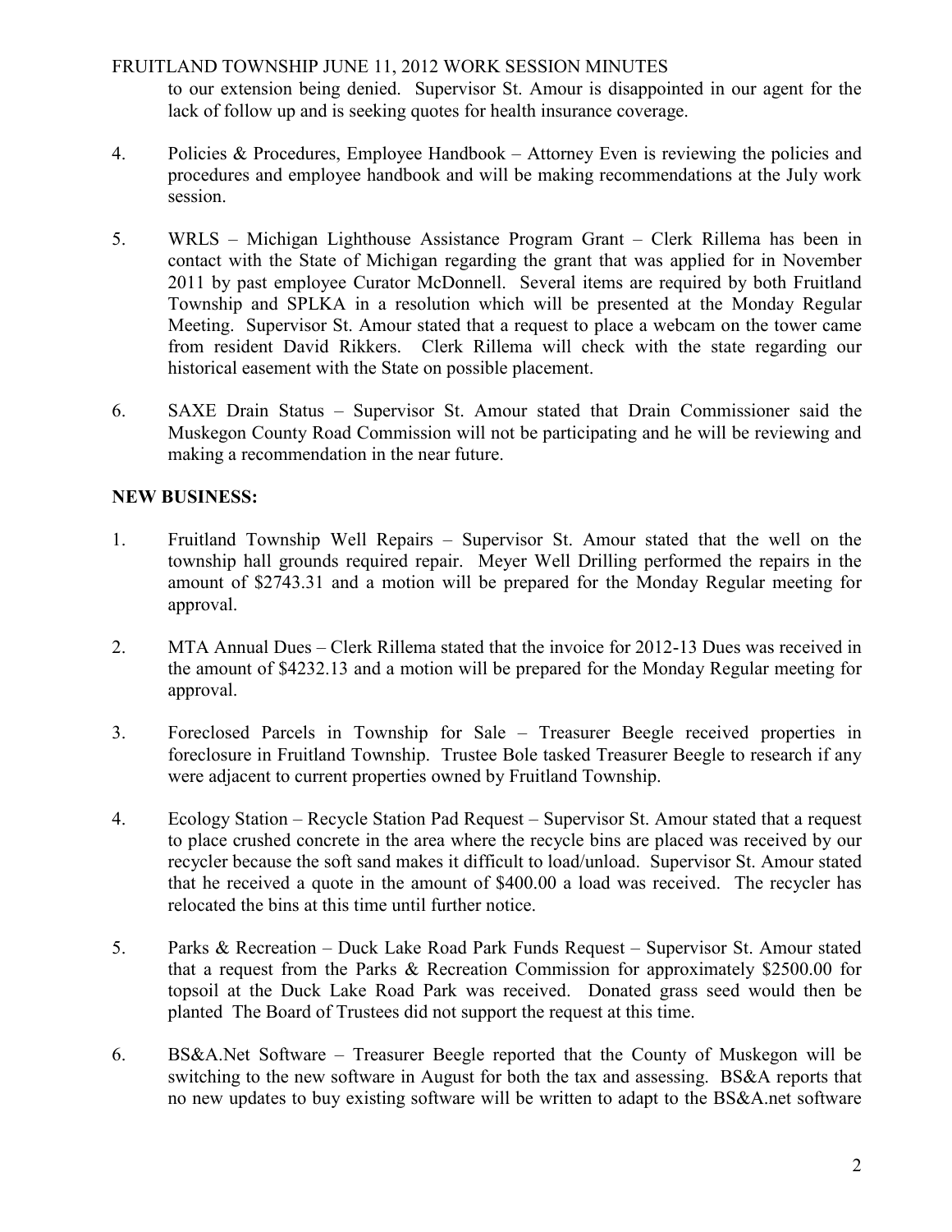to our extension being denied. Supervisor St. Amour is disappointed in our agent for the lack of follow up and is seeking quotes for health insurance coverage.

4. Policies & Procedures, Employee Handbook – Attorney Even is reviewing the policies and procedures and employee handbook and will be making recommendations at the July work session.

5. WRLS – Michigan Lighthouse Assistance Program Grant – Clerk Rillema has been in contact with the State of Michigan regarding the grant that was applied for in November 2011 by past employee Curator McDonnell. Several items are required by both Fruitland Township and SPLKA in a resolution which will be presented at the Monday Regular Meeting. Supervisor St. Amour stated that a request to place a webcam on the tower came from resident David Rikkers. Clerk Rillema will check with the state regarding our historical easement with the State on possible placement.

6. SAXE Drain Status – Supervisor St. Amour stated that Drain Commissioner said the Muskegon County Road Commission will not be participating and he will be reviewing and making a recommendation in the near future.

**NEW BUSINESS:**

1. Fruitland Township Well Repairs – Supervisor St. Amour stated that the well on the township hall grounds required repair. Meyer Well Drilling performed the repairs in the amount of $2743.31 and a motion will be prepared for the Monday Regular meeting for approval.

2. MTA Annual Dues – Clerk Rillema stated that the invoice for 2012-13 Dues was received in the amount of $4232.13 and a motion will be prepared for the Monday Regular meeting for approval.

3. Foreclosed Parcels in Township for Sale – Treasurer Beegle received properties in foreclosure in Fruitland Township. Trustee Bole tasked Treasurer Beegle to research if any were adjacent to current properties owned by Fruitland Township.

4. Ecology Station – Recycle Station Pad Request – Supervisor St. Amour stated that a request to place crushed concrete in the area where the recycle bins are placed was received by our recycler because the soft sand makes it difficult to load/unload. Supervisor St. Amour stated that he received a quote in the amount of $400.00 a load was received. The recycler has relocated the bins at this time until further notice.

5. Parks & Recreation – Duck Lake Road Park Funds Request – Supervisor St. Amour stated that a request from the Parks & Recreation Commission for approximately $2500.00 for topsoil at the Duck Lake Road Park was received. Donated grass seed would then be planted The Board of Trustees did not support the request at this time.

6. BS&A.Net Software – Treasurer Beegle reported that the County of Muskegon will be switching to the new software in August for both the tax and assessing. BS&A reports that no new updates to buy existing software will be written to adapt to the BS&A.net software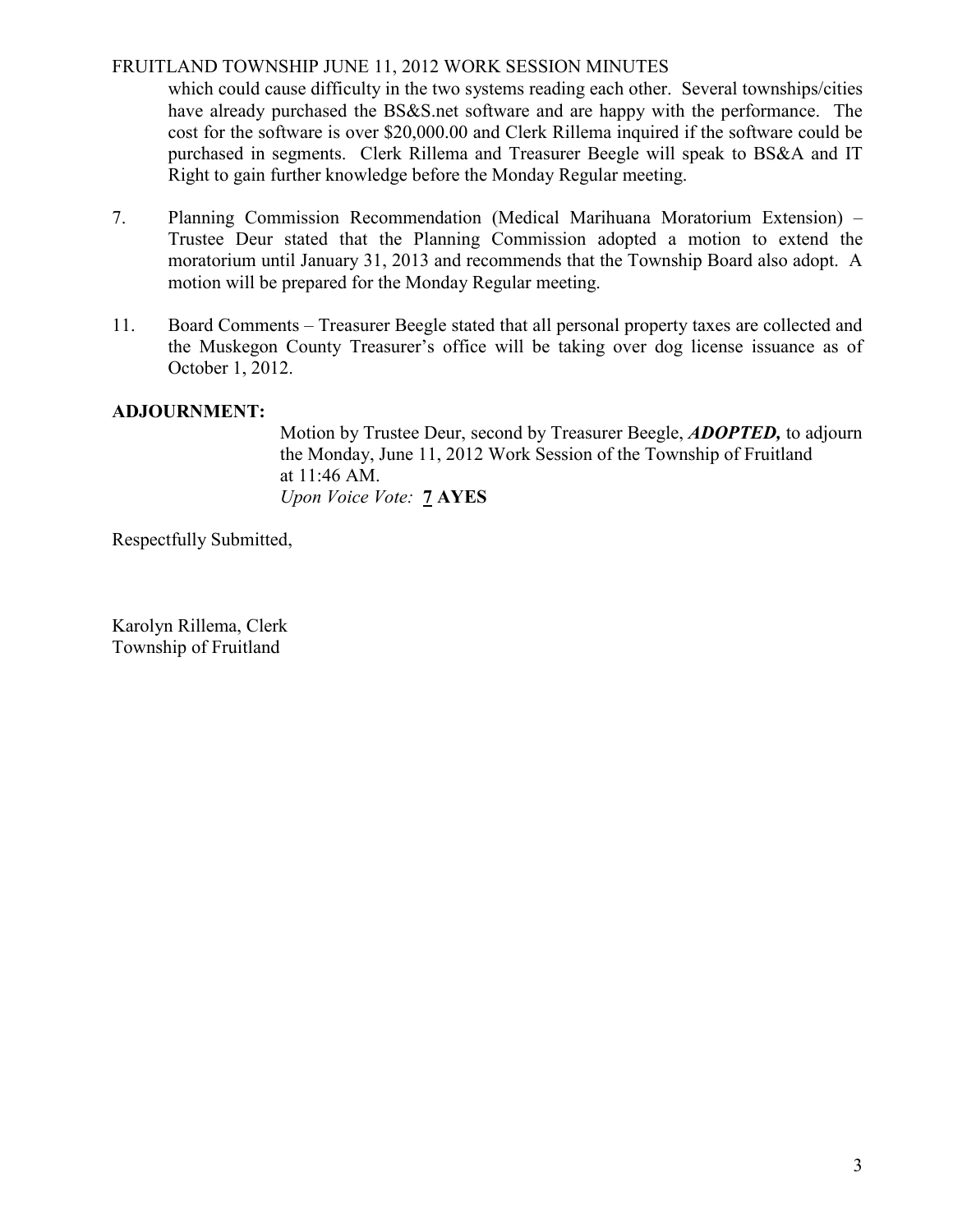which could cause difficulty in the two systems reading each other. Several townships/cities have already purchased the BS&S.net software and are happy with the performance. The cost for the software is over $20,000.00 and Clerk Rillema inquired if the software could be purchased in segments. Clerk Rillema and Treasurer Beegle will speak to BS&A and IT Right to gain further knowledge before the Monday Regular meeting.

7. Planning Commission Recommendation (Medical Marihuana Moratorium Extension) – Trustee Deur stated that the Planning Commission adopted a motion to extend the moratorium until January 31, 2013 and recommends that the Township Board also adopt. A motion will be prepared for the Monday Regular meeting.

11. Board Comments – Treasurer Beegle stated that all personal property taxes are collected and the Muskegon County Treasurer's office will be taking over dog license issuance as of October 1, 2012.

**ADJOURNMENT:**

Motion by Trustee Deur, second by Treasurer Beegle, ***ADOPTED,*** to adjourn the Monday, June 11, 2012 Work Session of the Township of Fruitland at 11:46 AM.
*Upon Voice Vote:* **7 AYES**

Respectfully Submitted,

Karolyn Rillema, Clerk
Township of Fruitland